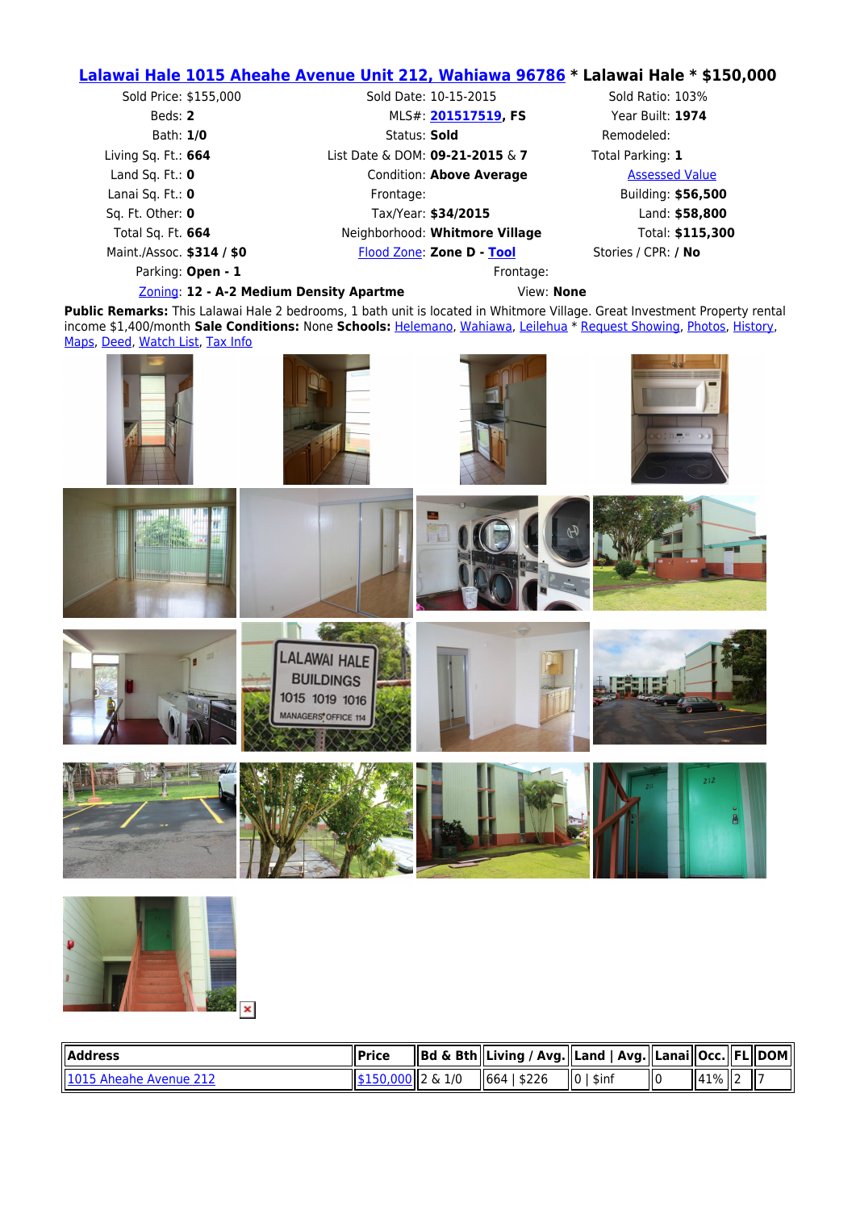# [Lalawai Hale 1015 Aheahe Avenue Unit 212, Wahiawa 96786](#) * Lalawai Hale * $150,000

| | | |
|---|---|---|
| Sold Price: $155,000 | Sold Date: 10-15-2015 | Sold Ratio: 103% |
| Beds: **2** | MLS#: **[201517519](#), FS** | Year Built: **1974** |
| Bath: **1/0** | Status: **Sold** | Remodeled: |
| Living Sq. Ft.: **664** | List Date & DOM: **09-21-2015** & **7** | Total Parking: **1** |
| Land Sq. Ft.: **0** | Condition: **Above Average** | [Assessed Value](#) |
| Lanai Sq. Ft.: **0** | Frontage: | Building: **$56,500** |
| Sq. Ft. Other: **0** | Tax/Year: **$34/2015** | Land: **$58,800** |
| Total Sq. Ft. **664** | Neighborhood: **Whitmore Village** | Total: **$115,300** |
| Maint./Assoc. **$314 / $0** | [Flood Zone](#): **Zone D** - **[Tool](#)** | Stories / CPR: **/ No** |
| Parking: **Open - 1** | Frontage: | |
| [Zoning](#): **12 - A-2 Medium Density Apartme** | View: **None** | |

**Public Remarks:** This Lalawai Hale 2 bedrooms, 1 bath unit is located in Whitmore Village. Great Investment Property rental income $1,400/month **Sale Conditions:** None **Schools:** [Helemano](#), [Wahiawa](#), [Leilehua](#) * [Request Showing](#), [Photos](#), [History](#), [Maps](#), [Deed](#), [Watch List](#), [Tax Info](#)

| Address | Price | Bd & Bth | Living / Avg. | Land \| Avg. | Lanai | Occ. | FL | DOM |
|---|---|---|---|---|---|---|---|---|
| [1015 Aheahe Avenue 212](#) | [$150,000](#) | 2 & 1/0 | 664 \| $226 | 0 \| $inf | 0 | 41% | 2 | 7 |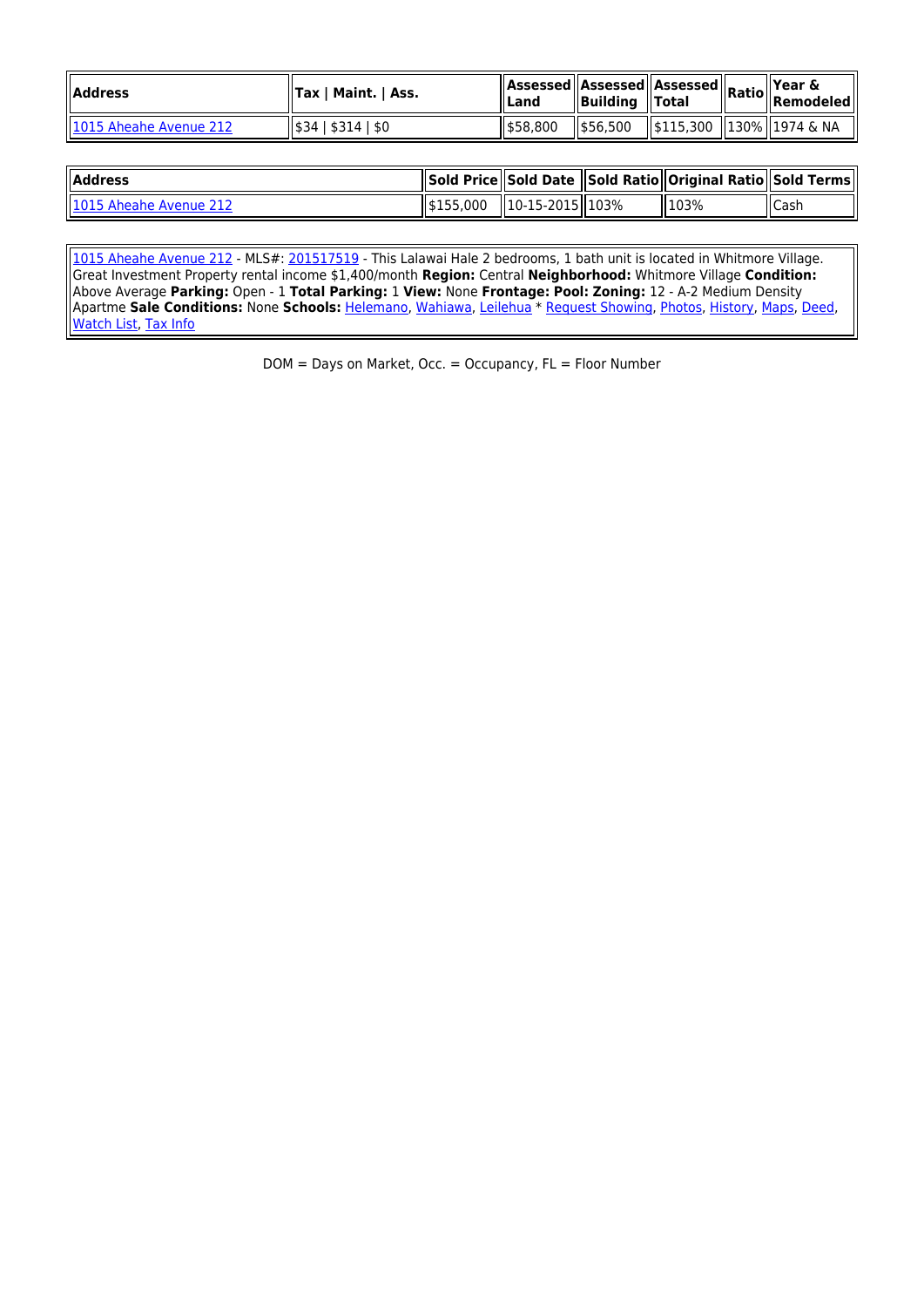| Address | Tax \| Maint. \| Ass. | Assessed Land | Assessed Building | Assessed Total | Ratio | Year & Remodeled |
|---|---|---|---|---|---|---|
| 1015 Aheahe Avenue 212 | $34 \| $314 \| $0 | $58,800 | $56,500 | $115,300 | 130% | 1974 & NA |

| Address | Sold Price | Sold Date | Sold Ratio | Original Ratio | Sold Terms |
|---|---|---|---|---|---|
| 1015 Aheahe Avenue 212 | $155,000 | 10-15-2015 | 103% | 103% | Cash |

1015 Aheahe Avenue 212 - MLS#: 201517519 - This Lalawai Hale 2 bedrooms, 1 bath unit is located in Whitmore Village. Great Investment Property rental income $1,400/month **Region:** Central **Neighborhood:** Whitmore Village **Condition:** Above Average **Parking:** Open - 1 **Total Parking:** 1 **View:** None **Frontage: Pool: Zoning:** 12 - A-2 Medium Density Apartme **Sale Conditions:** None **Schools:** Helemano, Wahiawa, Leilehua * Request Showing, Photos, History, Maps, Deed, Watch List, Tax Info

DOM = Days on Market, Occ. = Occupancy, FL = Floor Number